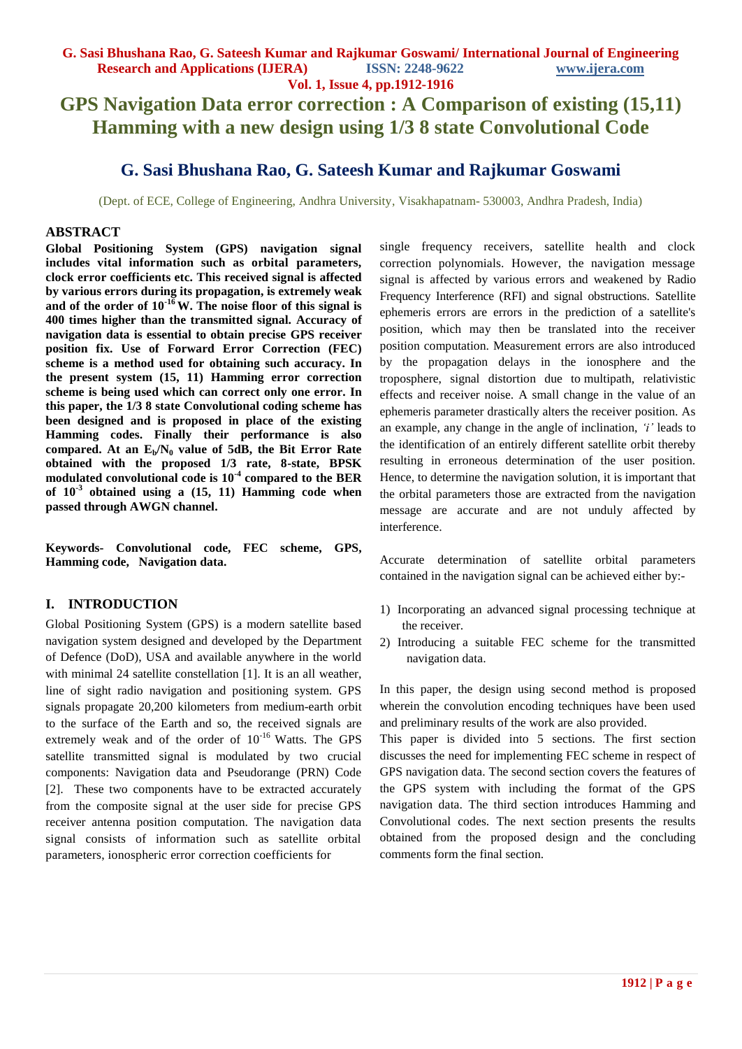# GPS Navigation Data error correction : A Comparison of existing (15,11) Hamming with a new design using 1/3 8 state Convolutional Code

## G. Sasi Bhushana Rao, G. Sateesh Kumar and Rajkumar Goswami

(Dept. of ECE, College of Engineering, Andhra University, Visakhapatnam- 530003, Andhra Pradesh, India)

## ABSTRACT

**Global Positioning System (GPS) navigation signal includes vital information such as orbital parameters, clock error coefficients etc. This received signal is affected by various errors during its propagation, is extremely weak and of the order of $10^{-16}$ W. The noise floor of this signal is 400 times higher than the transmitted signal. Accuracy of navigation data is essential to obtain precise GPS receiver position fix. Use of Forward Error Correction (FEC) scheme is a method used for obtaining such accuracy. In the present system (15, 11) Hamming error correction scheme is being used which can correct only one error. In this paper, the 1/3 8 state Convolutional coding scheme has been designed and is proposed in place of the existing Hamming codes. Finally their performance is also compared. At an $E_b/N_0$ value of 5dB, the Bit Error Rate obtained with the proposed 1/3 rate, 8-state, BPSK modulated convolutional code is $10^{-4}$ compared to the BER of $10^{-3}$ obtained using a (15, 11) Hamming code when passed through AWGN channel.**

**Keywords- Convolutional code, FEC scheme, GPS, Hamming code, Navigation data.**

## I. INTRODUCTION

Global Positioning System (GPS) is a modern satellite based navigation system designed and developed by the Department of Defence (DoD), USA and available anywhere in the world with minimal 24 satellite constellation [1]. It is an all weather, line of sight radio navigation and positioning system. GPS signals propagate 20,200 kilometers from medium-earth orbit to the surface of the Earth and so, the received signals are extremely weak and of the order of $10^{-16}$ Watts. The GPS satellite transmitted signal is modulated by two crucial components: Navigation data and Pseudorange (PRN) Code [2]. These two components have to be extracted accurately from the composite signal at the user side for precise GPS receiver antenna position computation. The navigation data signal consists of information such as satellite orbital parameters, ionospheric error correction coefficients for single frequency receivers, satellite health and clock correction polynomials. However, the navigation message signal is affected by various errors and weakened by Radio Frequency Interference (RFI) and signal obstructions. Satellite ephemeris errors are errors in the prediction of a satellite's position, which may then be translated into the receiver position computation. Measurement errors are also introduced by the propagation delays in the ionosphere and the troposphere, signal distortion due to multipath, relativistic effects and receiver noise. A small change in the value of an ephemeris parameter drastically alters the receiver position. As an example, any change in the angle of inclination, *'i'* leads to the identification of an entirely different satellite orbit thereby resulting in erroneous determination of the user position. Hence, to determine the navigation solution, it is important that the orbital parameters those are extracted from the navigation message are accurate and are not unduly affected by interference.

Accurate determination of satellite orbital parameters contained in the navigation signal can be achieved either by:-

1) Incorporating an advanced signal processing technique at the receiver.
2) Introducing a suitable FEC scheme for the transmitted navigation data.

In this paper, the design using second method is proposed wherein the convolution encoding techniques have been used and preliminary results of the work are also provided.

This paper is divided into 5 sections. The first section discusses the need for implementing FEC scheme in respect of GPS navigation data. The second section covers the features of the GPS system with including the format of the GPS navigation data. The third section introduces Hamming and Convolutional codes. The next section presents the results obtained from the proposed design and the concluding comments form the final section.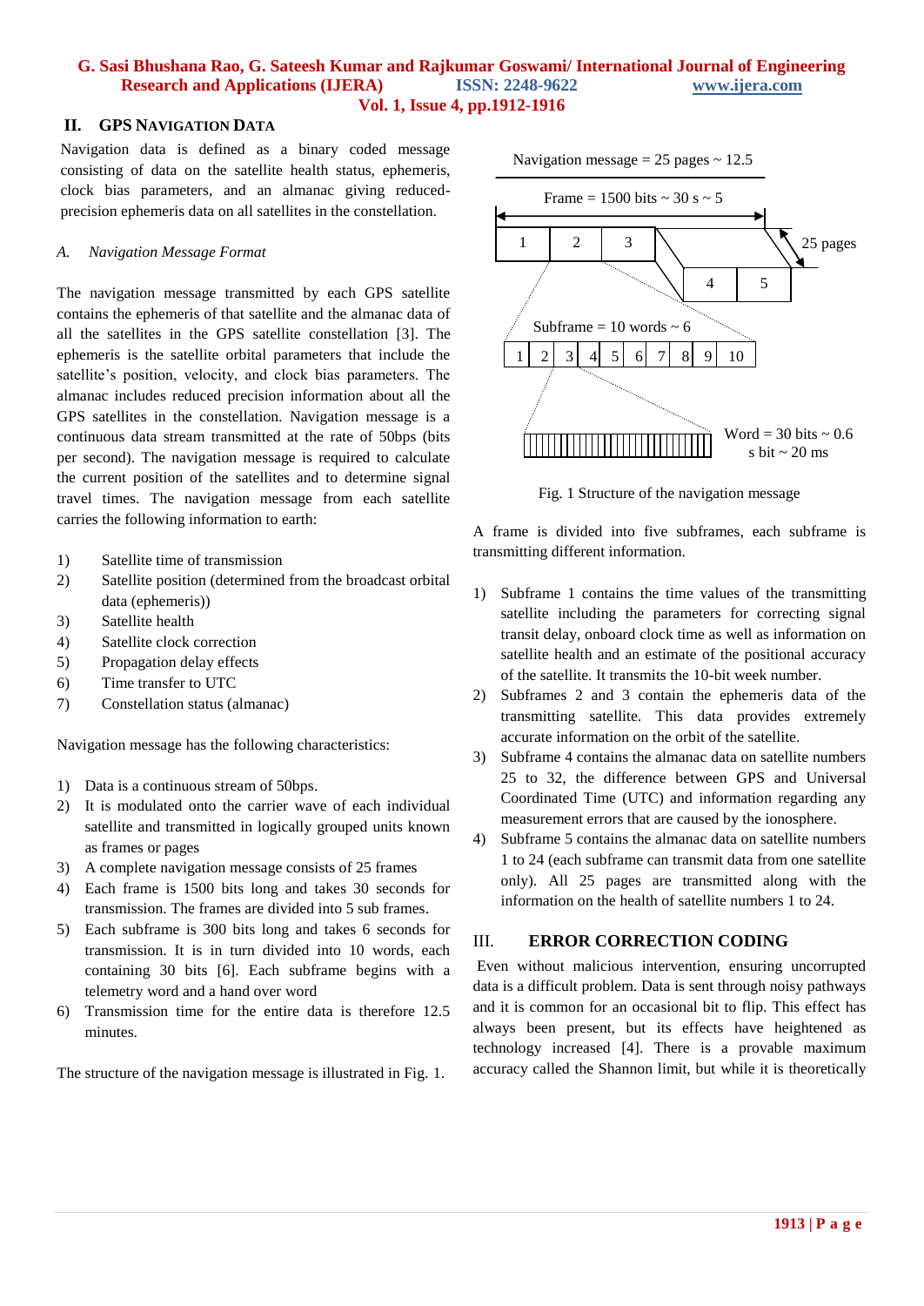## II. GPS Navigation Data

Navigation data is defined as a binary coded message consisting of data on the satellite health status, ephemeris, clock bias parameters, and an almanac giving reduced-precision ephemeris data on all satellites in the constellation.

### *A. Navigation Message Format*

The navigation message transmitted by each GPS satellite contains the ephemeris of that satellite and the almanac data of all the satellites in the GPS satellite constellation [3]. The ephemeris is the satellite orbital parameters that include the satellite's position, velocity, and clock bias parameters. The almanac includes reduced precision information about all the GPS satellites in the constellation. Navigation message is a continuous data stream transmitted at the rate of 50bps (bits per second). The navigation message is required to calculate the current position of the satellites and to determine signal travel times. The navigation message from each satellite carries the following information to earth:

1) Satellite time of transmission
2) Satellite position (determined from the broadcast orbital data (ephemeris))
3) Satellite health
4) Satellite clock correction
5) Propagation delay effects
6) Time transfer to UTC
7) Constellation status (almanac)

Navigation message has the following characteristics:

1) Data is a continuous stream of 50bps.
2) It is modulated onto the carrier wave of each individual satellite and transmitted in logically grouped units known as frames or pages
3) A complete navigation message consists of 25 frames
4) Each frame is 1500 bits long and takes 30 seconds for transmission. The frames are divided into 5 sub frames.
5) Each subframe is 300 bits long and takes 6 seconds for transmission. It is in turn divided into 10 words, each containing 30 bits [6]. Each subframe begins with a telemetry word and a hand over word
6) Transmission time for the entire data is therefore 12.5 minutes.

The structure of the navigation message is illustrated in Fig. 1.

Navigation message = 25 pages ~ 12.5

Frame = 1500 bits ~ 30 s ~ 5

Subframe = 10 words ~ 6

Word = 30 bits ~ 0.6 s bit ~ 20 ms

Fig. 1 Structure of the navigation message

A frame is divided into five subframes, each subframe is transmitting different information.

1) Subframe 1 contains the time values of the transmitting satellite including the parameters for correcting signal transit delay, onboard clock time as well as information on satellite health and an estimate of the positional accuracy of the satellite. It transmits the 10-bit week number.
2) Subframes 2 and 3 contain the ephemeris data of the transmitting satellite. This data provides extremely accurate information on the orbit of the satellite.
3) Subframe 4 contains the almanac data on satellite numbers 25 to 32, the difference between GPS and Universal Coordinated Time (UTC) and information regarding any measurement errors that are caused by the ionosphere.
4) Subframe 5 contains the almanac data on satellite numbers 1 to 24 (each subframe can transmit data from one satellite only). All 25 pages are transmitted along with the information on the health of satellite numbers 1 to 24.

## III. ERROR CORRECTION CODING

Even without malicious intervention, ensuring uncorrupted data is a difficult problem. Data is sent through noisy pathways and it is common for an occasional bit to flip. This effect has always been present, but its effects have heightened as technology increased [4]. There is a provable maximum accuracy called the Shannon limit, but while it is theoretically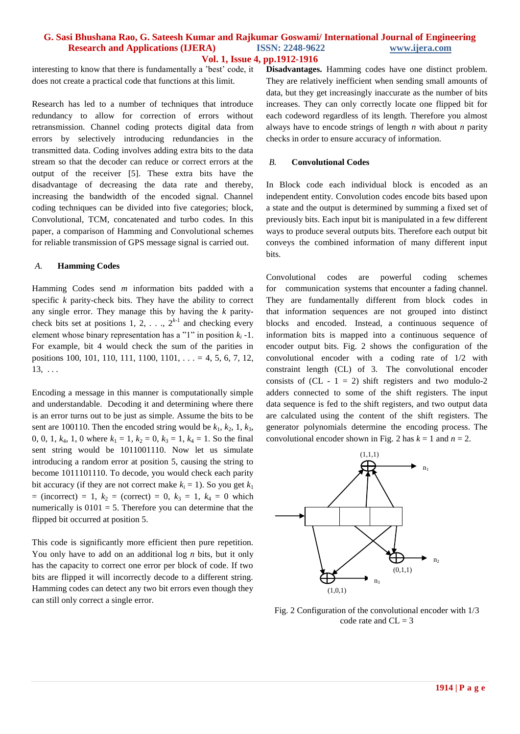interesting to know that there is fundamentally a 'best' code, it does not create a practical code that functions at this limit.

Research has led to a number of techniques that introduce redundancy to allow for correction of errors without retransmission. Channel coding protects digital data from errors by selectively introducing redundancies in the transmitted data. Coding involves adding extra bits to the data stream so that the decoder can reduce or correct errors at the output of the receiver [5]. These extra bits have the disadvantage of decreasing the data rate and thereby, increasing the bandwidth of the encoded signal. Channel coding techniques can be divided into five categories; block, Convolutional, TCM, concatenated and turbo codes. In this paper, a comparison of Hamming and Convolutional schemes for reliable transmission of GPS message signal is carried out.

### *A.* Hamming Codes

Hamming Codes send $m$ information bits padded with a specific $k$ parity-check bits. They have the ability to correct any single error. They manage this by having the $k$ parity-check bits set at positions 1, 2, . . ., $2^{k-1}$ and checking every element whose binary representation has a "1" in position $k_i$ -1. For example, bit 4 would check the sum of the parities in positions 100, 101, 110, 111, 1100, 1101, . . . = 4, 5, 6, 7, 12, 13, . . .

Encoding a message in this manner is computationally simple and understandable. Decoding it and determining where there is an error turns out to be just as simple. Assume the bits to be sent are 100110. Then the encoded string would be $k_1$, $k_2$, 1, $k_3$, 0, 0, 1, $k_4$, 1, 0 where $k_1$ = 1, $k_2$ = 0, $k_3$ = 1, $k_4$ = 1. So the final sent string would be 1011001110. Now let us simulate introducing a random error at position 5, causing the string to become 1011101110. To decode, you would check each parity bit accuracy (if they are not correct make $k_i$ = 1). So you get $k_1$ = (incorrect) = 1, $k_2$ = (correct) = 0, $k_3$ = 1, $k_4$ = 0 which numerically is 0101 = 5. Therefore you can determine that the flipped bit occurred at position 5.

This code is significantly more efficient then pure repetition. You only have to add on an additional log $n$ bits, but it only has the capacity to correct one error per block of code. If two bits are flipped it will incorrectly decode to a different string. Hamming codes can detect any two bit errors even though they can still only correct a single error.

**Disadvantages.** Hamming codes have one distinct problem. They are relatively inefficient when sending small amounts of data, but they get increasingly inaccurate as the number of bits increases. They can only correctly locate one flipped bit for each codeword regardless of its length. Therefore you almost always have to encode strings of length $n$ with about $n$ parity checks in order to ensure accuracy of information.

### *B.* Convolutional Codes

In Block code each individual block is encoded as an independent entity. Convolution codes encode bits based upon a state and the output is determined by summing a fixed set of previously bits. Each input bit is manipulated in a few different ways to produce several outputs bits. Therefore each output bit conveys the combined information of many different input bits.

Convolutional codes are powerful coding schemes for communication systems that encounter a fading channel. They are fundamentally different from block codes in that information sequences are not grouped into distinct blocks and encoded. Instead, a continuous sequence of information bits is mapped into a continuous sequence of encoder output bits. Fig. 2 shows the configuration of the convolutional encoder with a coding rate of 1/2 with constraint length (CL) of 3. The convolutional encoder consists of (CL - 1 = 2) shift registers and two modulo-2 adders connected to some of the shift registers. The input data sequence is fed to the shift registers, and two output data are calculated using the content of the shift registers. The generator polynomials determine the encoding process. The convolutional encoder shown in Fig. 2 has $k$ = 1 and $n$ = 2.

Fig. 2 Configuration of the convolutional encoder with 1/3 code rate and CL = 3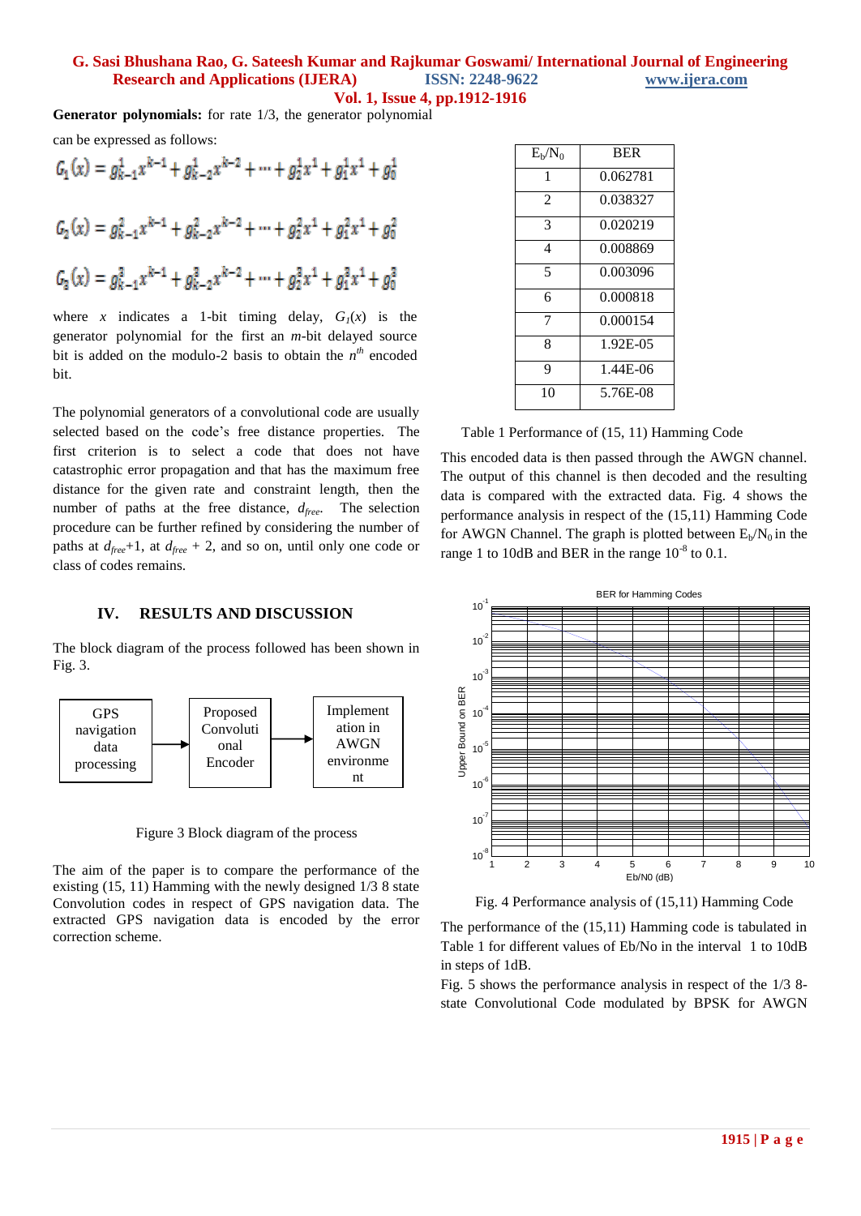**Generator polynomials:** for rate 1/3, the generator polynomial can be expressed as follows:

$$G_1(x) = g_{k-1}^1 x^{k-1} + g_{k-2}^1 x^{k-2} + \cdots + g_2^1 x^1 + g_1^1 x^1 + g_0^1$$

$$G_2(x) = g_{k-1}^2 x^{k-1} + g_{k-2}^2 x^{k-2} + \cdots + g_2^2 x^1 + g_1^2 x^1 + g_0^2$$

$$G_3(x) = g_{k-1}^3 x^{k-1} + g_{k-2}^3 x^{k-2} + \cdots + g_2^3 x^1 + g_1^3 x^1 + g_0^3$$

where $x$ indicates a 1-bit timing delay, $G_1(x)$ is the generator polynomial for the first an $m$-bit delayed source bit is added on the modulo-2 basis to obtain the $n^{th}$ encoded bit.

The polynomial generators of a convolutional code are usually selected based on the code's free distance properties. The first criterion is to select a code that does not have catastrophic error propagation and that has the maximum free distance for the given rate and constraint length, then the number of paths at the free distance, $d_{free}$. The selection procedure can be further refined by considering the number of paths at $d_{free}$+1, at $d_{free}$ + 2, and so on, until only one code or class of codes remains.

## IV. RESULTS AND DISCUSSION

The block diagram of the process followed has been shown in Fig. 3.

GPS navigation data processing → Proposed Convolutional Encoder → Implementation in AWGN environment

Figure 3 Block diagram of the process

The aim of the paper is to compare the performance of the existing (15, 11) Hamming with the newly designed 1/3 8 state Convolution codes in respect of GPS navigation data. The extracted GPS navigation data is encoded by the error correction scheme.

| $E_b/N_0$ | BER |
|---|---|
| 1 | 0.062781 |
| 2 | 0.038327 |
| 3 | 0.020219 |
| 4 | 0.008869 |
| 5 | 0.003096 |
| 6 | 0.000818 |
| 7 | 0.000154 |
| 8 | 1.92E-05 |
| 9 | 1.44E-06 |
| 10 | 5.76E-08 |

Table 1 Performance of (15, 11) Hamming Code

This encoded data is then passed through the AWGN channel. The output of this channel is then decoded and the resulting data is compared with the extracted data. Fig. 4 shows the performance analysis in respect of the (15,11) Hamming Code for AWGN Channel. The graph is plotted between $E_b/N_0$ in the range 1 to 10dB and BER in the range $10^{-8}$ to 0.1.

Fig. 4 Performance analysis of (15,11) Hamming Code

The performance of the (15,11) Hamming code is tabulated in Table 1 for different values of Eb/No in the interval 1 to 10dB in steps of 1dB.

Fig. 5 shows the performance analysis in respect of the 1/3 8-state Convolutional Code modulated by BPSK for AWGN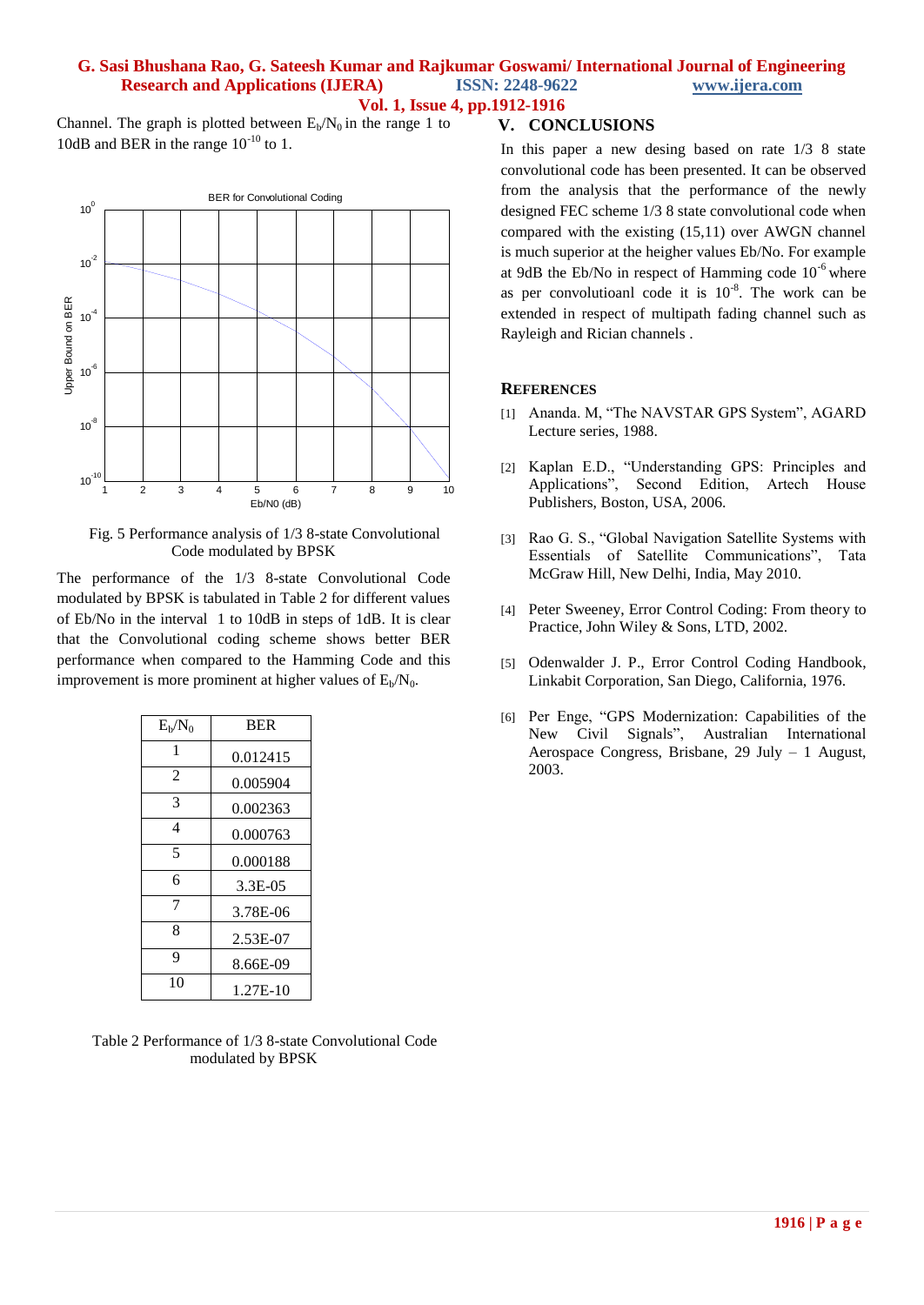Channel. The graph is plotted between $E_b/N_0$ in the range 1 to 10dB and BER in the range $10^{-10}$ to 1.

BER for Convolutional Coding

Upper Bound on BER

$10^{0}$
$10^{-2}$
$10^{-4}$
$10^{-6}$
$10^{-8}$
$10^{-10}$

1 2 3 4 5 6 7 8 9 10

Eb/N0 (dB)

Fig. 5 Performance analysis of 1/3 8-state Convolutional Code modulated by BPSK

The performance of the 1/3 8-state Convolutional Code modulated by BPSK is tabulated in Table 2 for different values of Eb/No in the interval 1 to 10dB in steps of 1dB. It is clear that the Convolutional coding scheme shows better BER performance when compared to the Hamming Code and this improvement is more prominent at higher values of $E_b/N_0$.

| $E_b/N_0$ | BER |
|---|---|
| 1 | 0.012415 |
| 2 | 0.005904 |
| 3 | 0.002363 |
| 4 | 0.000763 |
| 5 | 0.000188 |
| 6 | 3.3E-05 |
| 7 | 3.78E-06 |
| 8 | 2.53E-07 |
| 9 | 8.66E-09 |
| 10 | 1.27E-10 |

Table 2 Performance of 1/3 8-state Convolutional Code modulated by BPSK

## V. CONCLUSIONS

In this paper a new desing based on rate 1/3 8 state convolutional code has been presented. It can be observed from the analysis that the performance of the newly designed FEC scheme 1/3 8 state convolutional code when compared with the existing (15,11) over AWGN channel is much superior at the heigher values Eb/No. For example at 9dB the Eb/No in respect of Hamming code $10^{-6}$ where as per convolutioanl code it is $10^{-8}$. The work can be extended in respect of multipath fading channel such as Rayleigh and Rician channels .

## REFERENCES

[1] Ananda. M, "The NAVSTAR GPS System", AGARD Lecture series, 1988.

[2] Kaplan E.D., "Understanding GPS: Principles and Applications", Second Edition, Artech House Publishers, Boston, USA, 2006.

[3] Rao G. S., "Global Navigation Satellite Systems with Essentials of Satellite Communications", Tata McGraw Hill, New Delhi, India, May 2010.

[4] Peter Sweeney, Error Control Coding: From theory to Practice, John Wiley & Sons, LTD, 2002.

[5] Odenwalder J. P., Error Control Coding Handbook, Linkabit Corporation, San Diego, California, 1976.

[6] Per Enge, "GPS Modernization: Capabilities of the New Civil Signals", Australian International Aerospace Congress, Brisbane, 29 July – 1 August, 2003.